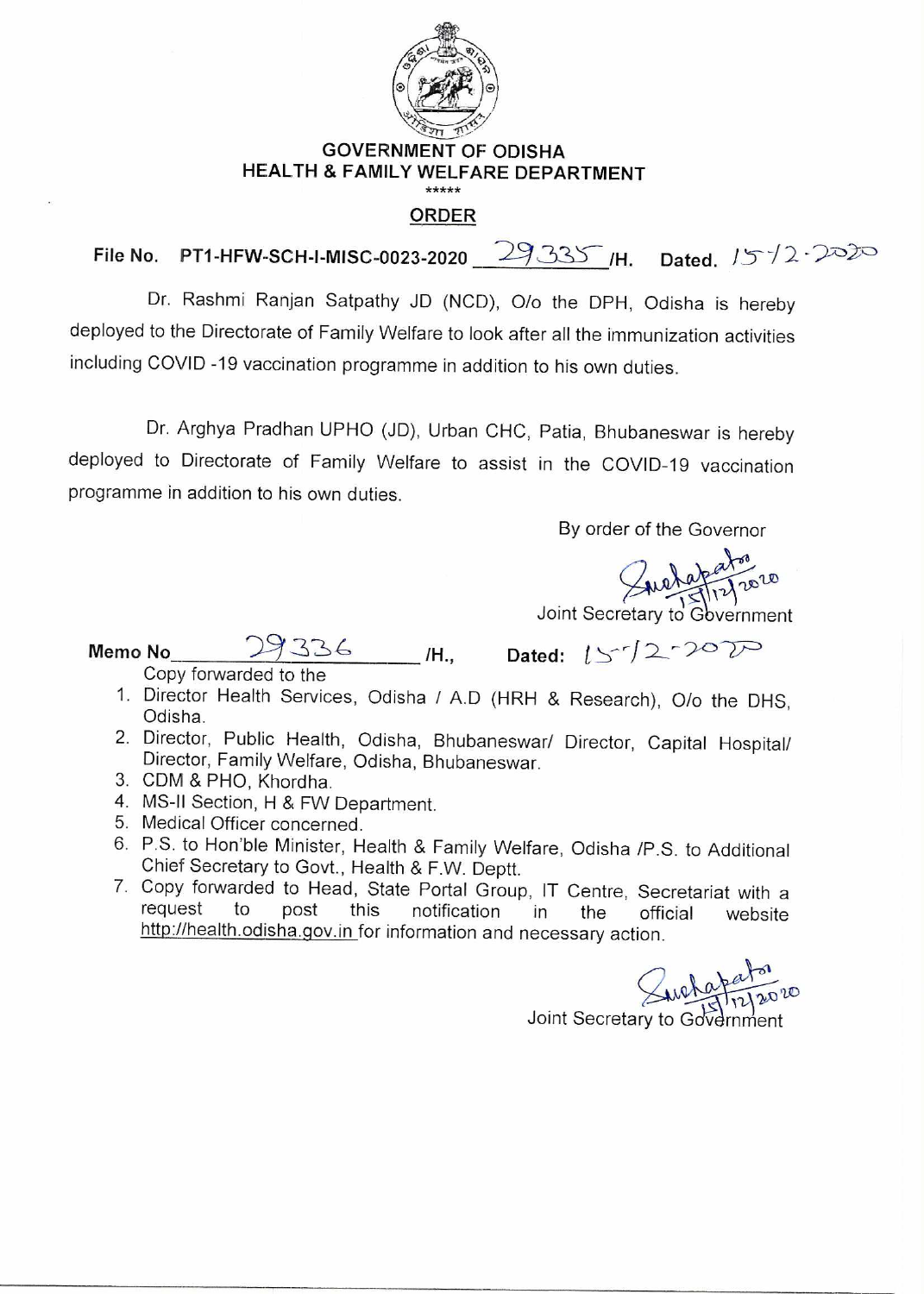# GOVERNMENT OF ODISHA
## HEALTH & FAMILY WELFARE DEPARTMENT

\*\*\*\*\*

## ORDER

**File No. PT1-HFW-SCH-I-MISC-0023-2020 29335 /H. Dated. 15/12-2020**

Dr. Rashmi Ranjan Satpathy JD (NCD), O/o the DPH, Odisha is hereby deployed to the Directorate of Family Welfare to look after all the immunization activities including COVID -19 vaccination programme in addition to his own duties.

Dr. Arghya Pradhan UPHO (JD), Urban CHC, Patia, Bhubaneswar is hereby deployed to Directorate of Family Welfare to assist in the COVID-19 vaccination programme in addition to his own duties.

By order of the Governor

Sd/- 15/12/2020
Joint Secretary to Government

**Memo No 29336 /H., Dated: 15/12-2020**

Copy forwarded to the

1. Director Health Services, Odisha / A.D (HRH & Research), O/o the DHS, Odisha.
2. Director, Public Health, Odisha, Bhubaneswar/ Director, Capital Hospital/ Director, Family Welfare, Odisha, Bhubaneswar.
3. CDM & PHO, Khordha.
4. MS-II Section, H & FW Department.
5. Medical Officer concerned.
6. P.S. to Hon'ble Minister, Health & Family Welfare, Odisha /P.S. to Additional Chief Secretary to Govt., Health & F.W. Deptt.
7. Copy forwarded to Head, State Portal Group, IT Centre, Secretariat with a request to post this notification in the official website http://health.odisha.gov.in for information and necessary action.

Sd/- 15/12/2020
Joint Secretary to Government